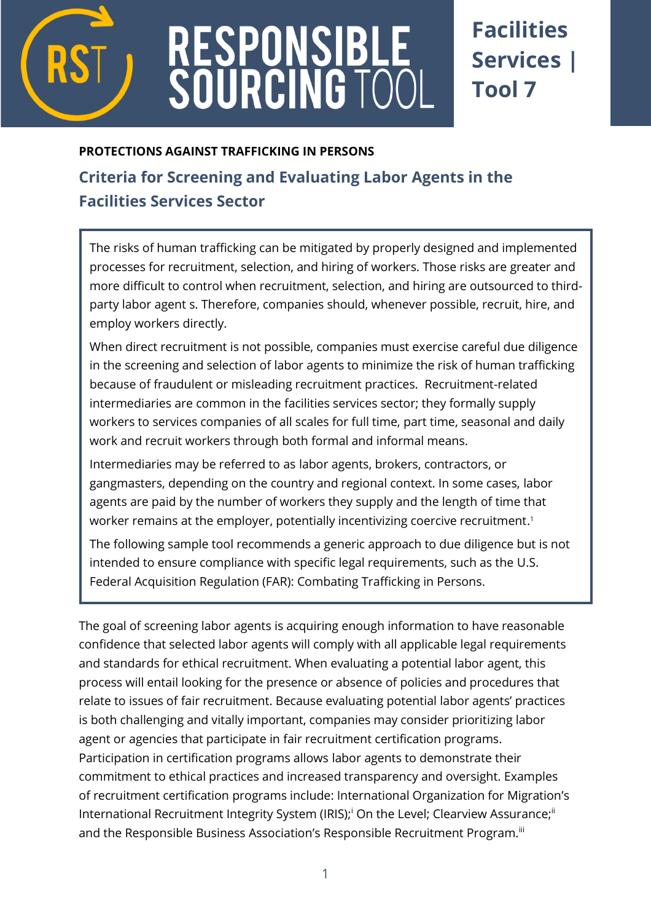# RESPONSIBLE SOURCING TOOL

**Facilities Services | Tool 7**

**PROTECTIONS AGAINST TRAFFICKING IN PERSONS**

## Criteria for Screening and Evaluating Labor Agents in the Facilities Services Sector

The risks of human trafficking can be mitigated by properly designed and implemented processes for recruitment, selection, and hiring of workers. Those risks are greater and more difficult to control when recruitment, selection, and hiring are outsourced to third-party labor agent s. Therefore, companies should, whenever possible, recruit, hire, and employ workers directly.

When direct recruitment is not possible, companies must exercise careful due diligence in the screening and selection of labor agents to minimize the risk of human trafficking because of fraudulent or misleading recruitment practices. Recruitment-related intermediaries are common in the facilities services sector; they formally supply workers to services companies of all scales for full time, part time, seasonal and daily work and recruit workers through both formal and informal means.

Intermediaries may be referred to as labor agents, brokers, contractors, or gangmasters, depending on the country and regional context. In some cases, labor agents are paid by the number of workers they supply and the length of time that worker remains at the employer, potentially incentivizing coercive recruitment.[1]

The following sample tool recommends a generic approach to due diligence but is not intended to ensure compliance with specific legal requirements, such as the U.S. Federal Acquisition Regulation (FAR): Combating Trafficking in Persons.

The goal of screening labor agents is acquiring enough information to have reasonable confidence that selected labor agents will comply with all applicable legal requirements and standards for ethical recruitment. When evaluating a potential labor agent, this process will entail looking for the presence or absence of policies and procedures that relate to issues of fair recruitment. Because evaluating potential labor agents' practices is both challenging and vitally important, companies may consider prioritizing labor agent or agencies that participate in fair recruitment certification programs. Participation in certification programs allows labor agents to demonstrate their commitment to ethical practices and increased transparency and oversight. Examples of recruitment certification programs include: International Organization for Migration's International Recruitment Integrity System (IRIS);[i] On the Level; Clearview Assurance;[ii] and the Responsible Business Association's Responsible Recruitment Program.[iii]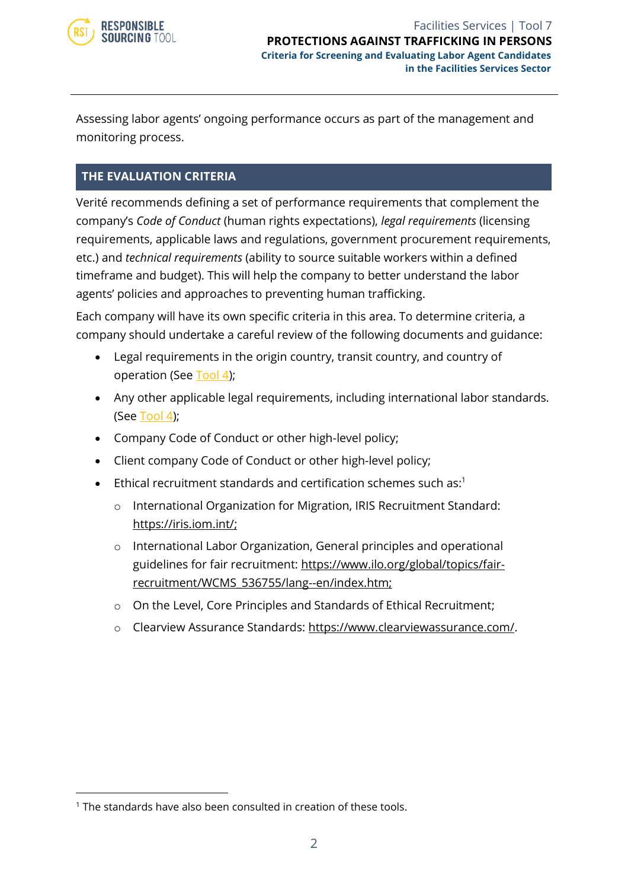Assessing labor agents' ongoing performance occurs as part of the management and monitoring process.

## THE EVALUATION CRITERIA

Verité recommends defining a set of performance requirements that complement the company's *Code of Conduct* (human rights expectations), *legal requirements* (licensing requirements, applicable laws and regulations, government procurement requirements, etc.) and *technical requirements* (ability to source suitable workers within a defined timeframe and budget). This will help the company to better understand the labor agents' policies and approaches to preventing human trafficking.

Each company will have its own specific criteria in this area. To determine criteria, a company should undertake a careful review of the following documents and guidance:

- Legal requirements in the origin country, transit country, and country of operation (See Tool 4);
- Any other applicable legal requirements, including international labor standards. (See Tool 4);
- Company Code of Conduct or other high-level policy;
- Client company Code of Conduct or other high-level policy;
- Ethical recruitment standards and certification schemes such as:[1]
  - International Organization for Migration, IRIS Recruitment Standard: https://iris.iom.int/;
  - International Labor Organization, General principles and operational guidelines for fair recruitment: https://www.ilo.org/global/topics/fair-recruitment/WCMS_536755/lang--en/index.htm;
  - On the Level, Core Principles and Standards of Ethical Recruitment;
  - Clearview Assurance Standards: https://www.clearviewassurance.com/.

[1] The standards have also been consulted in creation of these tools.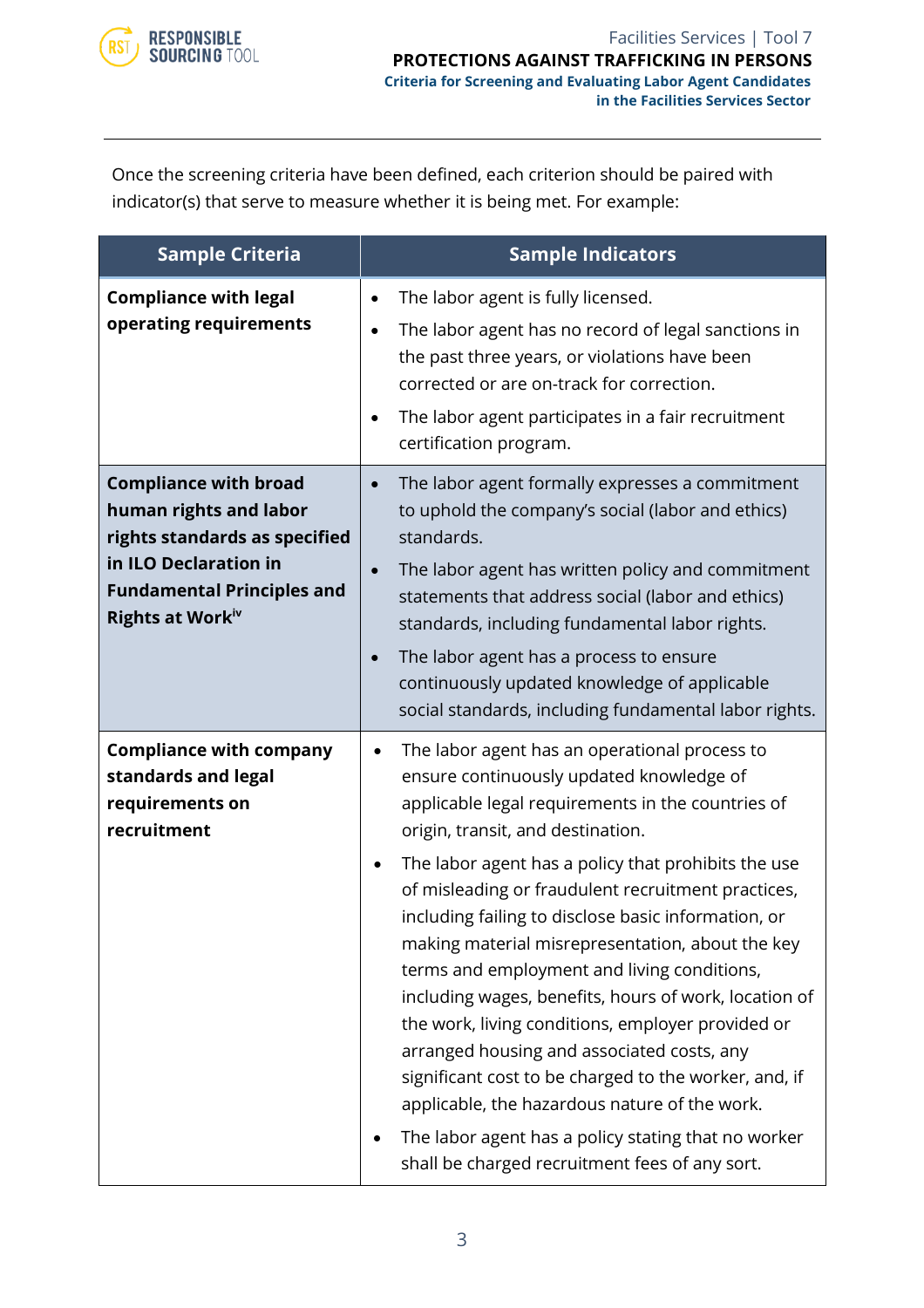Once the screening criteria have been defined, each criterion should be paired with indicator(s) that serve to measure whether it is being met. For example:

| Sample Criteria | Sample Indicators |
|---|---|
| **Compliance with legal operating requirements** | • The labor agent is fully licensed.<br>• The labor agent has no record of legal sanctions in the past three years, or violations have been corrected or are on-track for correction.<br>• The labor agent participates in a fair recruitment certification program. |
| **Compliance with broad human rights and labor rights standards as specified in ILO Declaration in Fundamental Principles and Rights at Work**[iv] | • The labor agent formally expresses a commitment to uphold the company's social (labor and ethics) standards.<br>• The labor agent has written policy and commitment statements that address social (labor and ethics) standards, including fundamental labor rights.<br>• The labor agent has a process to ensure continuously updated knowledge of applicable social standards, including fundamental labor rights. |
| **Compliance with company standards and legal requirements on recruitment** | • The labor agent has an operational process to ensure continuously updated knowledge of applicable legal requirements in the countries of origin, transit, and destination.<br>• The labor agent has a policy that prohibits the use of misleading or fraudulent recruitment practices, including failing to disclose basic information, or making material misrepresentation, about the key terms and employment and living conditions, including wages, benefits, hours of work, location of the work, living conditions, employer provided or arranged housing and associated costs, any significant cost to be charged to the worker, and, if applicable, the hazardous nature of the work.<br>• The labor agent has a policy stating that no worker shall be charged recruitment fees of any sort. |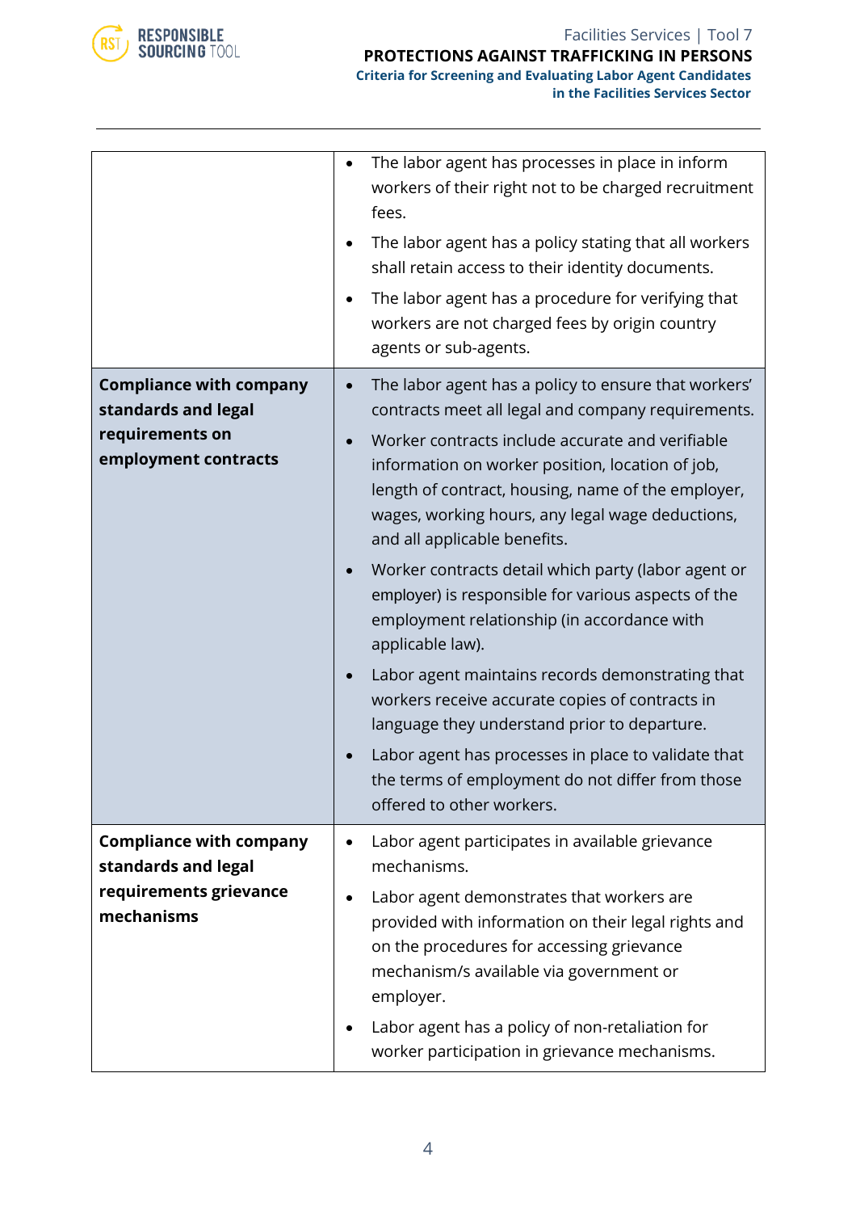|  |  |
|---|---|
|  | • The labor agent has processes in place in inform workers of their right not to be charged recruitment fees.<br>• The labor agent has a policy stating that all workers shall retain access to their identity documents.<br>• The labor agent has a procedure for verifying that workers are not charged fees by origin country agents or sub-agents. |
| **Compliance with company standards and legal requirements on employment contracts** | • The labor agent has a policy to ensure that workers' contracts meet all legal and company requirements.<br>• Worker contracts include accurate and verifiable information on worker position, location of job, length of contract, housing, name of the employer, wages, working hours, any legal wage deductions, and all applicable benefits.<br>• Worker contracts detail which party (labor agent or employer) is responsible for various aspects of the employment relationship (in accordance with applicable law).<br>• Labor agent maintains records demonstrating that workers receive accurate copies of contracts in language they understand prior to departure.<br>• Labor agent has processes in place to validate that the terms of employment do not differ from those offered to other workers. |
| **Compliance with company standards and legal requirements grievance mechanisms** | • Labor agent participates in available grievance mechanisms.<br>• Labor agent demonstrates that workers are provided with information on their legal rights and on the procedures for accessing grievance mechanism/s available via government or employer.<br>• Labor agent has a policy of non-retaliation for worker participation in grievance mechanisms. |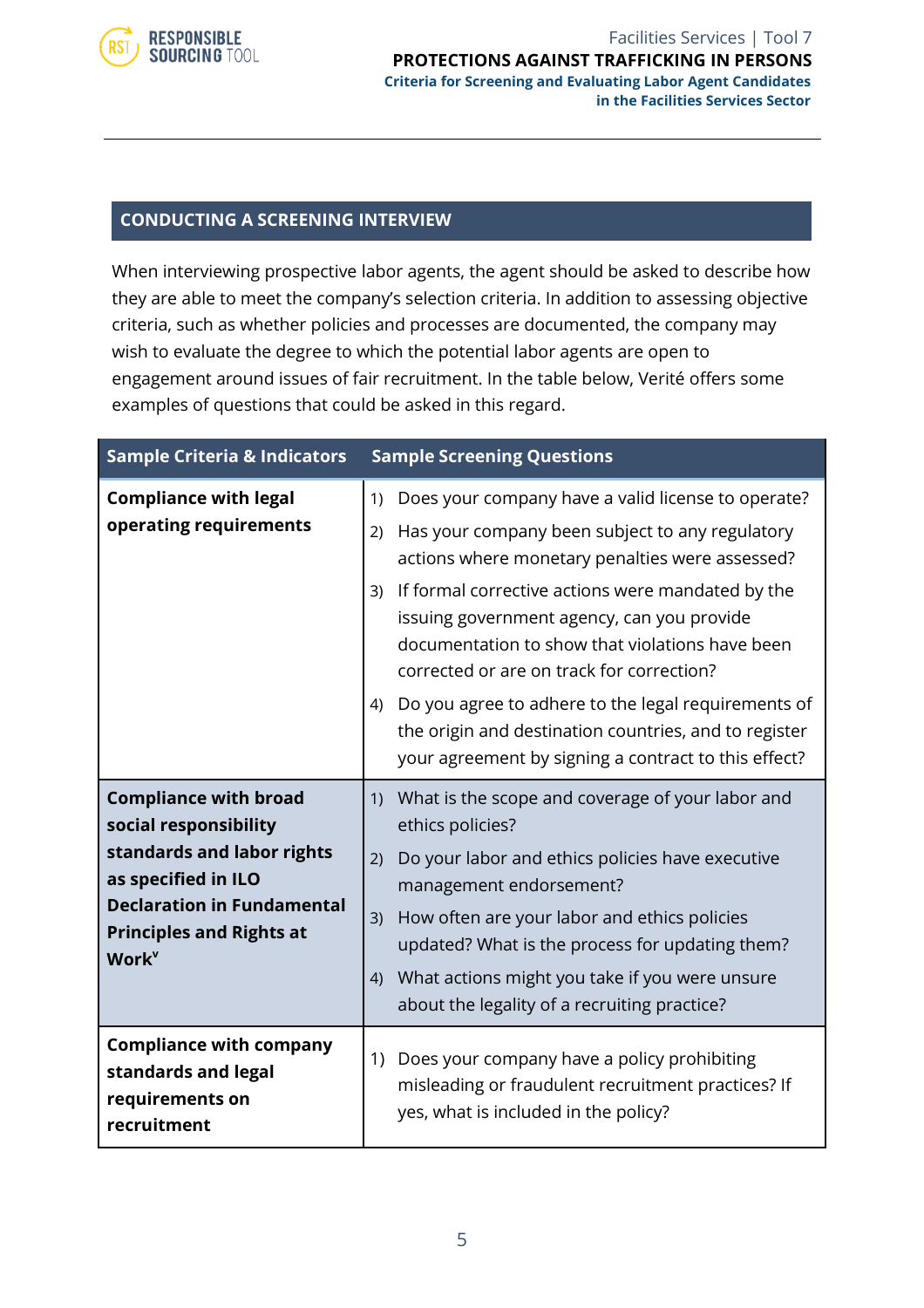## CONDUCTING A SCREENING INTERVIEW

When interviewing prospective labor agents, the agent should be asked to describe how they are able to meet the company's selection criteria. In addition to assessing objective criteria, such as whether policies and processes are documented, the company may wish to evaluate the degree to which the potential labor agents are open to engagement around issues of fair recruitment. In the table below, Verité offers some examples of questions that could be asked in this regard.

| Sample Criteria & Indicators | Sample Screening Questions |
|---|---|
| **Compliance with legal operating requirements** | 1) Does your company have a valid license to operate?<br>2) Has your company been subject to any regulatory actions where monetary penalties were assessed?<br>3) If formal corrective actions were mandated by the issuing government agency, can you provide documentation to show that violations have been corrected or are on track for correction?<br>4) Do you agree to adhere to the legal requirements of the origin and destination countries, and to register your agreement by signing a contract to this effect? |
| **Compliance with broad social responsibility standards and labor rights as specified in ILO Declaration in Fundamental Principles and Rights at Work**[v] | 1) What is the scope and coverage of your labor and ethics policies?<br>2) Do your labor and ethics policies have executive management endorsement?<br>3) How often are your labor and ethics policies updated? What is the process for updating them?<br>4) What actions might you take if you were unsure about the legality of a recruiting practice? |
| **Compliance with company standards and legal requirements on recruitment** | 1) Does your company have a policy prohibiting misleading or fraudulent recruitment practices? If yes, what is included in the policy? |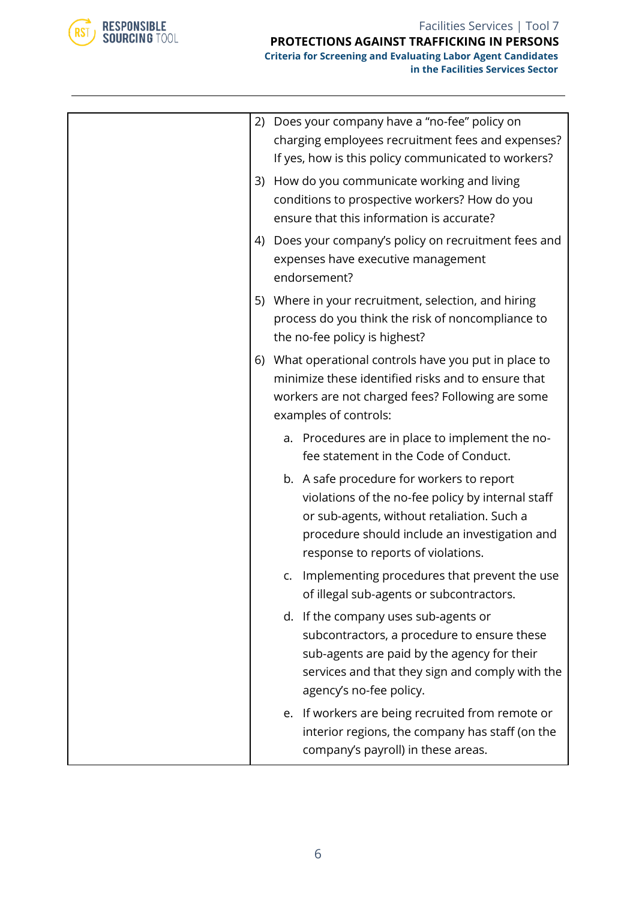| | |
|---|---|
| | 2) Does your company have a "no-fee" policy on charging employees recruitment fees and expenses? If yes, how is this policy communicated to workers?<br><br>3) How do you communicate working and living conditions to prospective workers? How do you ensure that this information is accurate?<br><br>4) Does your company's policy on recruitment fees and expenses have executive management endorsement?<br><br>5) Where in your recruitment, selection, and hiring process do you think the risk of noncompliance to the no-fee policy is highest?<br><br>6) What operational controls have you put in place to minimize these identified risks and to ensure that workers are not charged fees? Following are some examples of controls:<br><br>a. Procedures are in place to implement the no-fee statement in the Code of Conduct.<br><br>b. A safe procedure for workers to report violations of the no-fee policy by internal staff or sub-agents, without retaliation. Such a procedure should include an investigation and response to reports of violations.<br><br>c. Implementing procedures that prevent the use of illegal sub-agents or subcontractors.<br><br>d. If the company uses sub-agents or subcontractors, a procedure to ensure these sub-agents are paid by the agency for their services and that they sign and comply with the agency's no-fee policy.<br><br>e. If workers are being recruited from remote or interior regions, the company has staff (on the company's payroll) in these areas. |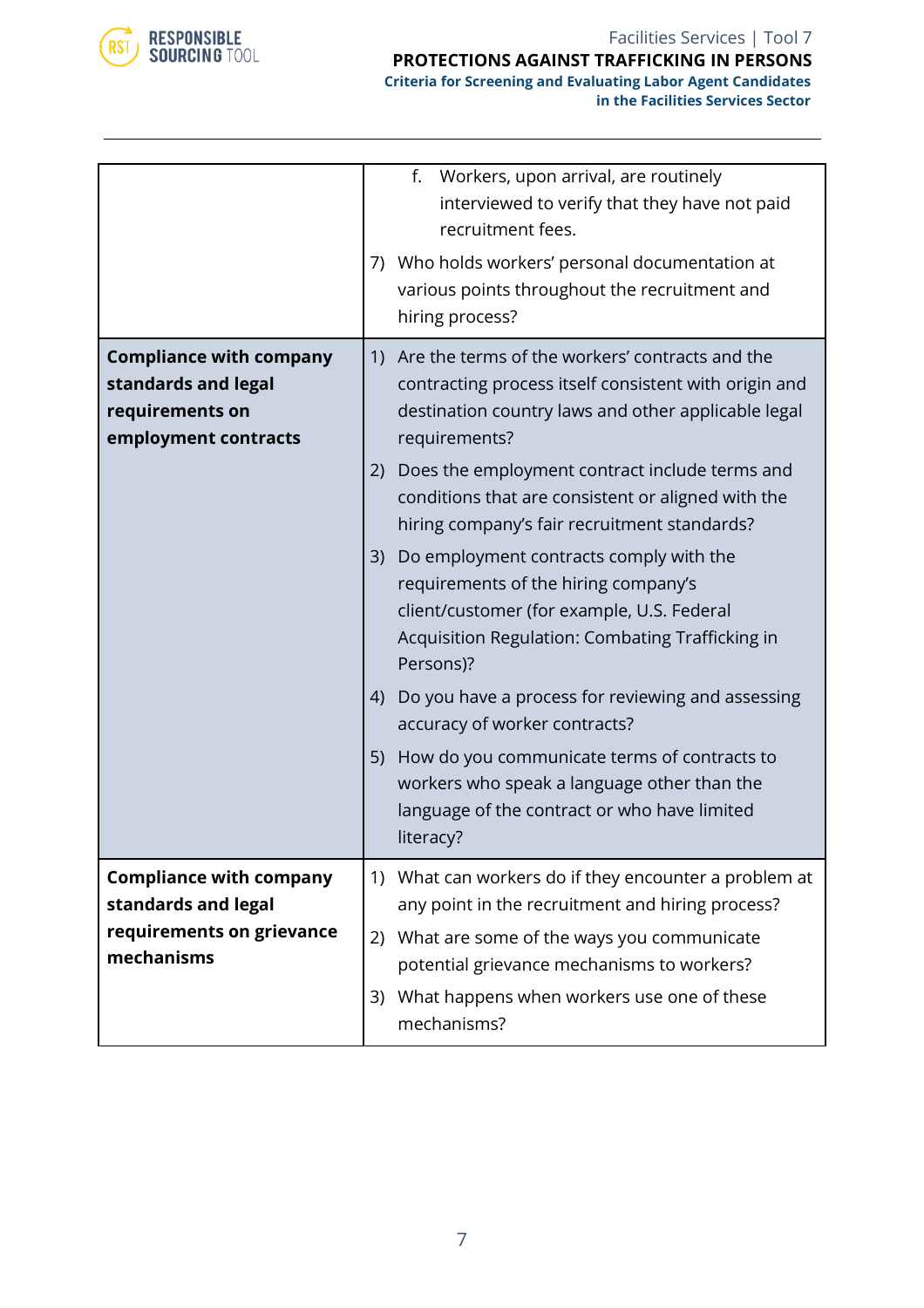| | |
|---|---|
| | f. Workers, upon arrival, are routinely interviewed to verify that they have not paid recruitment fees.<br><br>7) Who holds workers' personal documentation at various points throughout the recruitment and hiring process? |
| **Compliance with company standards and legal requirements on employment contracts** | 1) Are the terms of the workers' contracts and the contracting process itself consistent with origin and destination country laws and other applicable legal requirements?<br><br>2) Does the employment contract include terms and conditions that are consistent or aligned with the hiring company's fair recruitment standards?<br><br>3) Do employment contracts comply with the requirements of the hiring company's client/customer (for example, U.S. Federal Acquisition Regulation: Combating Trafficking in Persons)?<br><br>4) Do you have a process for reviewing and assessing accuracy of worker contracts?<br><br>5) How do you communicate terms of contracts to workers who speak a language other than the language of the contract or who have limited literacy? |
| **Compliance with company standards and legal requirements on grievance mechanisms** | 1) What can workers do if they encounter a problem at any point in the recruitment and hiring process?<br><br>2) What are some of the ways you communicate potential grievance mechanisms to workers?<br><br>3) What happens when workers use one of these mechanisms? |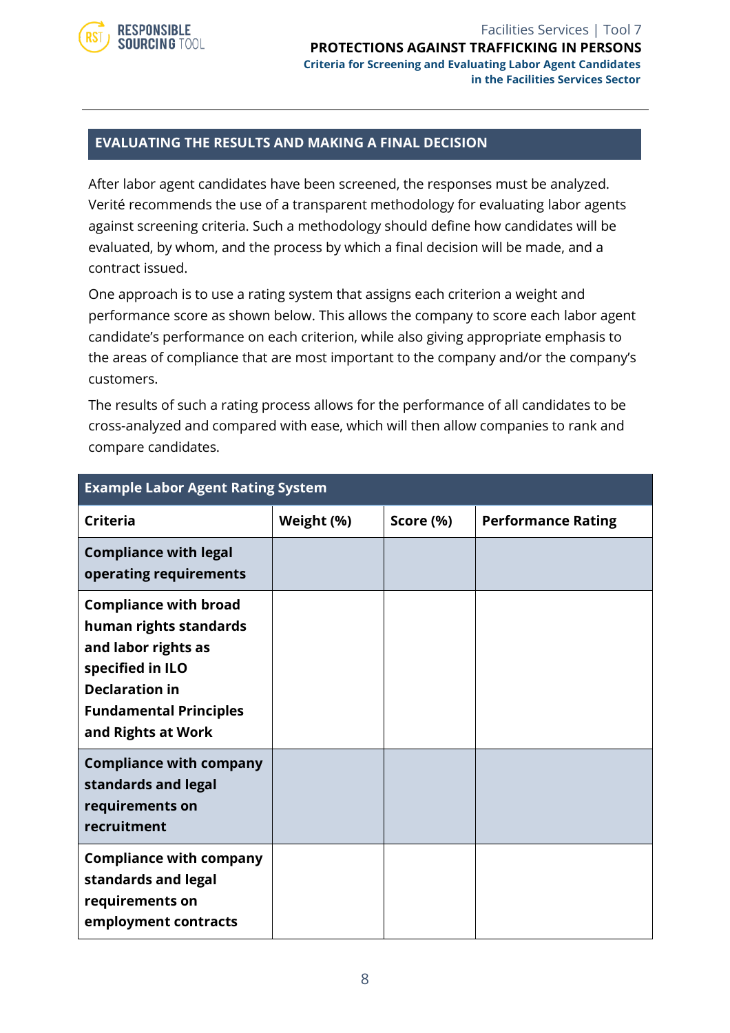## EVALUATING THE RESULTS AND MAKING A FINAL DECISION

After labor agent candidates have been screened, the responses must be analyzed. Verité recommends the use of a transparent methodology for evaluating labor agents against screening criteria. Such a methodology should define how candidates will be evaluated, by whom, and the process by which a final decision will be made, and a contract issued.

One approach is to use a rating system that assigns each criterion a weight and performance score as shown below. This allows the company to score each labor agent candidate's performance on each criterion, while also giving appropriate emphasis to the areas of compliance that are most important to the company and/or the company's customers.

The results of such a rating process allows for the performance of all candidates to be cross-analyzed and compared with ease, which will then allow companies to rank and compare candidates.

**Example Labor Agent Rating System**

| Criteria | Weight (%) | Score (%) | Performance Rating |
|---|---|---|---|
| **Compliance with legal operating requirements** | | | |
| **Compliance with broad human rights standards and labor rights as specified in ILO Declaration in Fundamental Principles and Rights at Work** | | | |
| **Compliance with company standards and legal requirements on recruitment** | | | |
| **Compliance with company standards and legal requirements on employment contracts** | | | |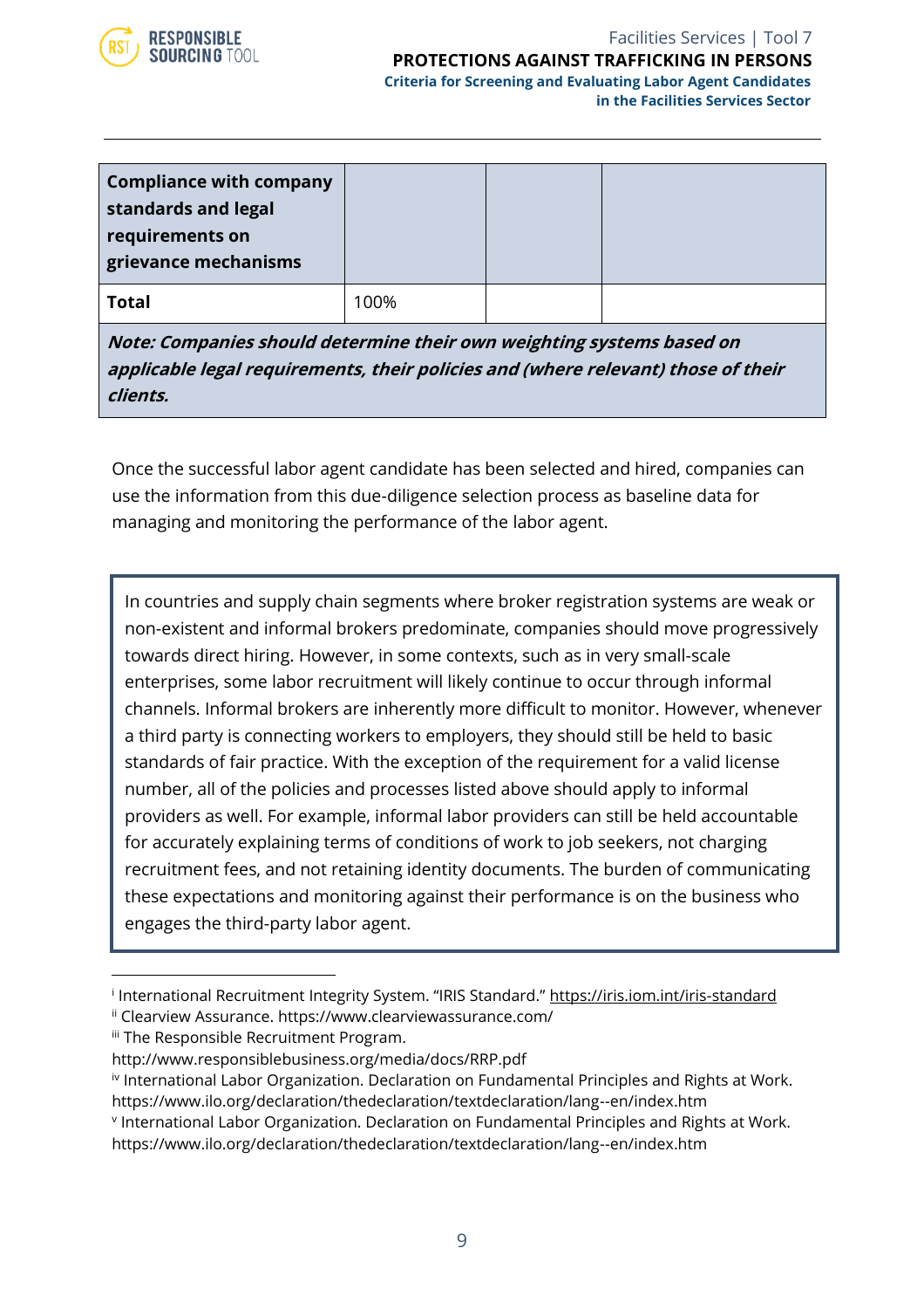| | | | |
|---|---|---|---|
| **Compliance with company standards and legal requirements on grievance mechanisms** | | | |
| **Total** | 100% | | |
| ***Note: Companies should determine their own weighting systems based on applicable legal requirements, their policies and (where relevant) those of their clients.*** | | | |

Once the successful labor agent candidate has been selected and hired, companies can use the information from this due-diligence selection process as baseline data for managing and monitoring the performance of the labor agent.

> In countries and supply chain segments where broker registration systems are weak or non-existent and informal brokers predominate, companies should move progressively towards direct hiring. However, in some contexts, such as in very small-scale enterprises, some labor recruitment will likely continue to occur through informal channels. Informal brokers are inherently more difficult to monitor. However, whenever a third party is connecting workers to employers, they should still be held to basic standards of fair practice. With the exception of the requirement for a valid license number, all of the policies and processes listed above should apply to informal providers as well. For example, informal labor providers can still be held accountable for accurately explaining terms of conditions of work to job seekers, not charging recruitment fees, and not retaining identity documents. The burden of communicating these expectations and monitoring against their performance is on the business who engages the third-party labor agent.

---

[i] International Recruitment Integrity System. "IRIS Standard." https://iris.iom.int/iris-standard

[ii] Clearview Assurance. https://www.clearviewassurance.com/

[iii] The Responsible Recruitment Program. http://www.responsiblebusiness.org/media/docs/RRP.pdf

[iv] International Labor Organization. Declaration on Fundamental Principles and Rights at Work. https://www.ilo.org/declaration/thedeclaration/textdeclaration/lang--en/index.htm

[v] International Labor Organization. Declaration on Fundamental Principles and Rights at Work. https://www.ilo.org/declaration/thedeclaration/textdeclaration/lang--en/index.htm